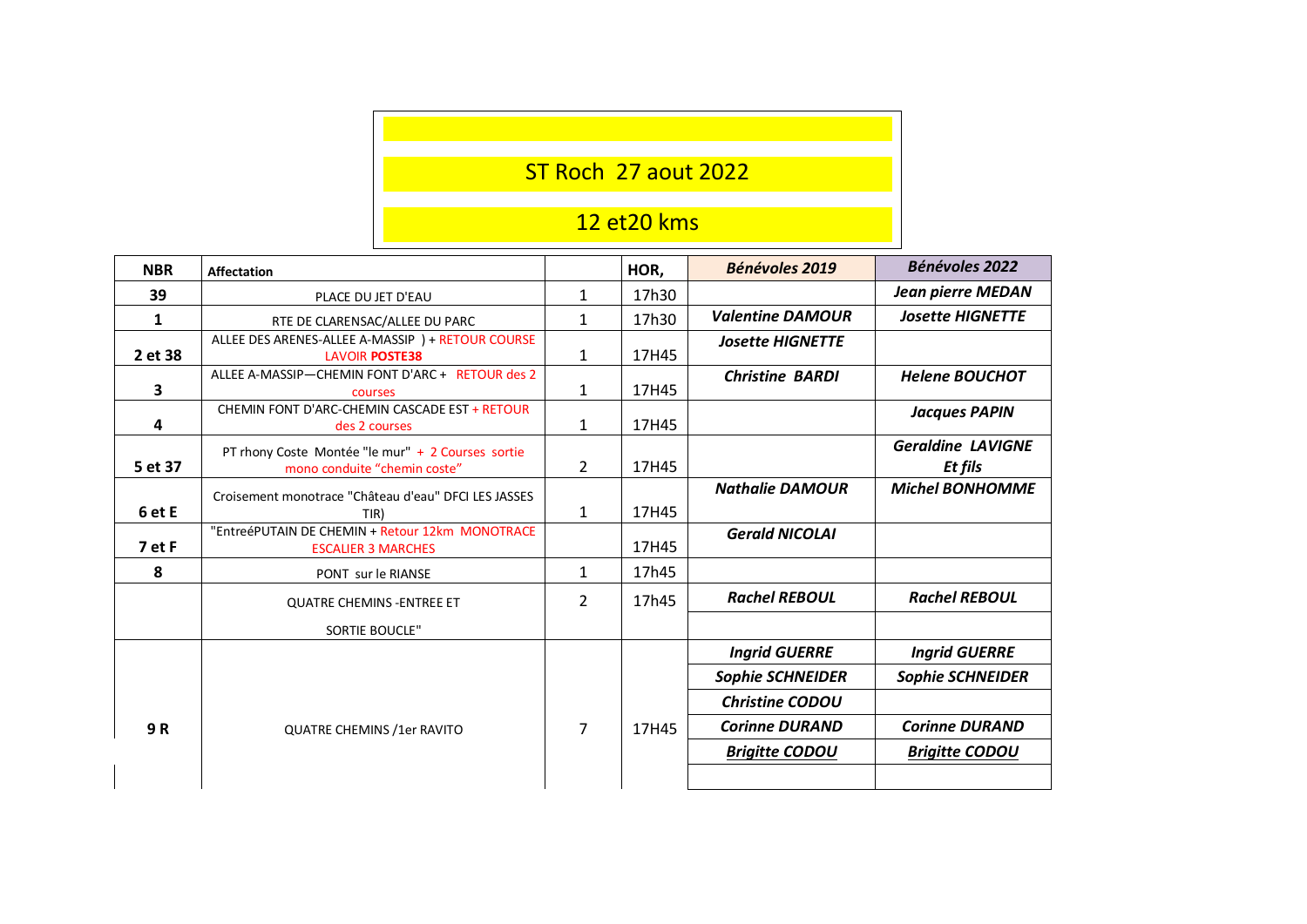# ST Roch 27 aout 2022

## 12 et20 kms

| NBR | Affectation | | HOR, | Bénévoles 2019 | Bénévoles 2022 |
|---|---|---|---|---|---|
| 39 | PLACE DU JET D'EAU | 1 | 17h30 | | Jean pierre MEDAN |
| 1 | RTE DE CLARENSAC/ALLEE DU PARC | 1 | 17h30 | Valentine DAMOUR | Josette HIGNETTE |
| 2 et 38 | ALLEE DES ARENES-ALLEE A-MASSIP ) + RETOUR COURSE LAVOIR **POSTE38** | 1 | 17H45 | Josette HIGNETTE | |
| 3 | ALLEE A-MASSIP—CHEMIN FONT D'ARC + RETOUR des 2 courses | 1 | 17H45 | Christine BARDI | Helene BOUCHOT |
| 4 | CHEMIN FONT D'ARC-CHEMIN CASCADE EST + RETOUR des 2 courses | 1 | 17H45 | | Jacques PAPIN |
| 5 et 37 | PT rhony Coste Montée "le mur" + 2 Courses sortie mono conduite "chemin coste" | 2 | 17H45 | | Geraldine LAVIGNE Et fils |
| 6 et E | Croisement monotrace "Château d'eau" DFCI LES JASSES TIR) | 1 | 17H45 | Nathalie DAMOUR | Michel BONHOMME |
| 7 et F | "EntreéPUTAIN DE CHEMIN + Retour 12km MONOTRACE ESCALIER 3 MARCHES | | 17H45 | Gerald NICOLAI | |
| 8 | PONT sur le RIANSE | 1 | 17h45 | | |
| | QUATRE CHEMINS -ENTREE ET SORTIE BOUCLE" | 2 | 17h45 | Rachel REBOUL | Rachel REBOUL |
| | | | | | |
| 9 R | QUATRE CHEMINS /1er RAVITO | 7 | 17H45 | Ingrid GUERRE | Ingrid GUERRE |
| | | | | Sophie SCHNEIDER | Sophie SCHNEIDER |
| | | | | Christine CODOU | |
| | | | | Corinne DURAND | Corinne DURAND |
| | | | | Brigitte CODOU | Brigitte CODOU |
| | | | | | |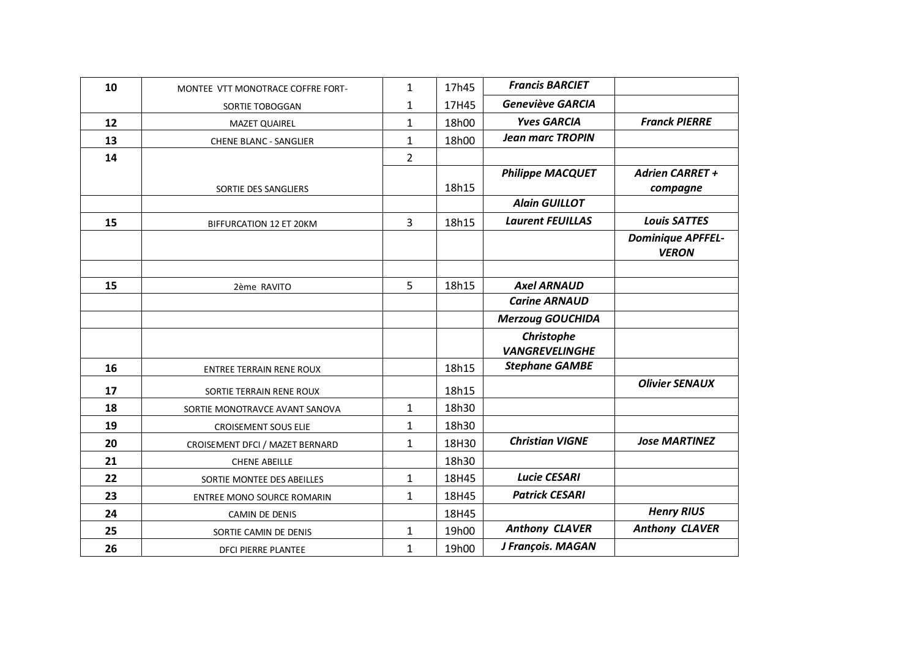| | | | | | |
|---|---|---|---|---|---|
| **10** | MONTEE VTT MONOTRACE COFFRE FORT- | 1 | 17h45 | ***Francis BARCIET*** | |
| | SORTIE TOBOGGAN | 1 | 17H45 | ***Geneviève GARCIA*** | |
| **12** | MAZET QUAIREL | 1 | 18h00 | ***Yves GARCIA*** | ***Franck PIERRE*** |
| **13** | CHENE BLANC - SANGLIER | 1 | 18h00 | ***Jean marc TROPIN*** | |
| **14** | | 2 | | | |
| | SORTIE DES SANGLIERS | | 18h15 | ***Philippe MACQUET*** | ***Adrien CARRET + compagne*** |
| | | | | ***Alain GUILLOT*** | |
| **15** | BIFFURCATION 12 ET 20KM | 3 | 18h15 | ***Laurent FEUILLAS*** | ***Louis SATTES*** |
| | | | | | ***Dominique APFFEL-VERON*** |
| | | | | | |
| **15** | 2ème RAVITO | 5 | 18h15 | ***Axel ARNAUD*** | |
| | | | | ***Carine ARNAUD*** | |
| | | | | ***Merzoug GOUCHIDA*** | |
| | | | | ***Christophe VANGREVELINGHE*** | |
| **16** | ENTREE TERRAIN RENE ROUX | | 18h15 | ***Stephane GAMBE*** | |
| **17** | SORTIE TERRAIN RENE ROUX | | 18h15 | | ***Olivier SENAUX*** |
| **18** | SORTIE MONOTRAVCE AVANT SANOVA | 1 | 18h30 | | |
| **19** | CROISEMENT SOUS ELIE | 1 | 18h30 | | |
| **20** | CROISEMENT DFCI / MAZET BERNARD | 1 | 18H30 | ***Christian VIGNE*** | ***Jose MARTINEZ*** |
| **21** | CHENE ABEILLE | | 18h30 | | |
| **22** | SORTIE MONTEE DES ABEILLES | 1 | 18H45 | ***Lucie CESARI*** | |
| **23** | ENTREE MONO SOURCE ROMARIN | 1 | 18H45 | ***Patrick CESARI*** | |
| **24** | CAMIN DE DENIS | | 18H45 | | ***Henry RIUS*** |
| **25** | SORTIE CAMIN DE DENIS | 1 | 19h00 | ***Anthony CLAVER*** | ***Anthony CLAVER*** |
| **26** | DFCI PIERRE PLANTEE | 1 | 19h00 | ***J François. MAGAN*** | |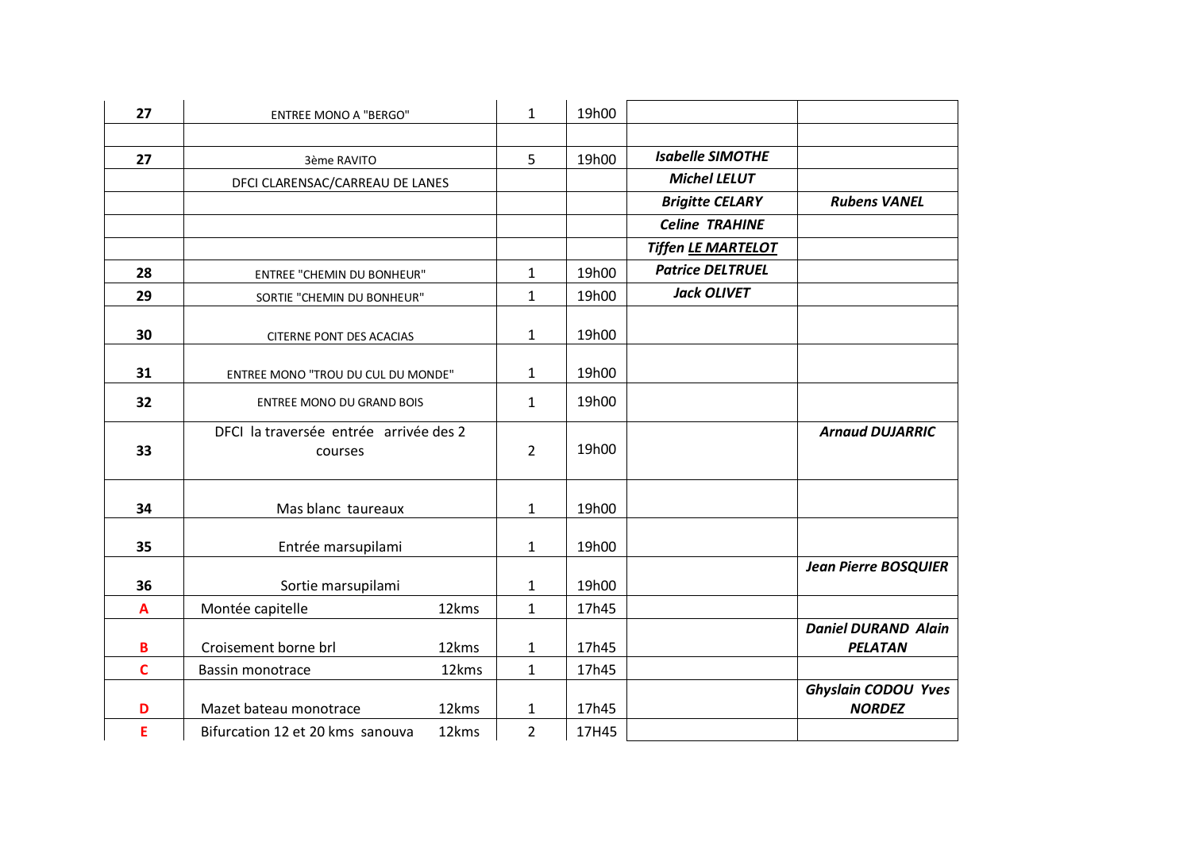| | | | | | |
|---|---|---|---|---|---|
| **27** | ENTREE MONO A "BERGO" | 1 | 19h00 | | |
| | | | | | |
| **27** | 3ème RAVITO | 5 | 19h00 | ***Isabelle SIMOTHE*** | |
| | DFCI CLARENSAC/CARREAU DE LANES | | | ***Michel LELUT*** | |
| | | | | ***Brigitte CELARY*** | ***Rubens VANEL*** |
| | | | | ***Celine TRAHINE*** | |
| | | | | ***Tiffen LE MARTELOT*** | |
| **28** | ENTREE "CHEMIN DU BONHEUR" | 1 | 19h00 | ***Patrice DELTRUEL*** | |
| **29** | SORTIE "CHEMIN DU BONHEUR" | 1 | 19h00 | ***Jack OLIVET*** | |
| **30** | CITERNE PONT DES ACACIAS | 1 | 19h00 | | |
| **31** | ENTREE MONO "TROU DU CUL DU MONDE" | 1 | 19h00 | | |
| **32** | ENTREE MONO DU GRAND BOIS | 1 | 19h00 | | |
| **33** | DFCI la traversée entrée arrivée des 2 courses | 2 | 19h00 | | ***Arnaud DUJARRIC*** |
| **34** | Mas blanc taureaux | 1 | 19h00 | | |
| **35** | Entrée marsupilami | 1 | 19h00 | | |
| **36** | Sortie marsupilami | 1 | 19h00 | | ***Jean Pierre BOSQUIER*** |
| **A** | Montée capitelle 12kms | 1 | 17h45 | | |
| **B** | Croisement borne brl 12kms | 1 | 17h45 | | ***Daniel DURAND Alain PELATAN*** |
| **C** | Bassin monotrace 12kms | 1 | 17h45 | | |
| **D** | Mazet bateau monotrace 12kms | 1 | 17h45 | | ***Ghyslain CODOU Yves NORDEZ*** |
| **E** | Bifurcation 12 et 20 kms sanouva 12kms | 2 | 17H45 | | |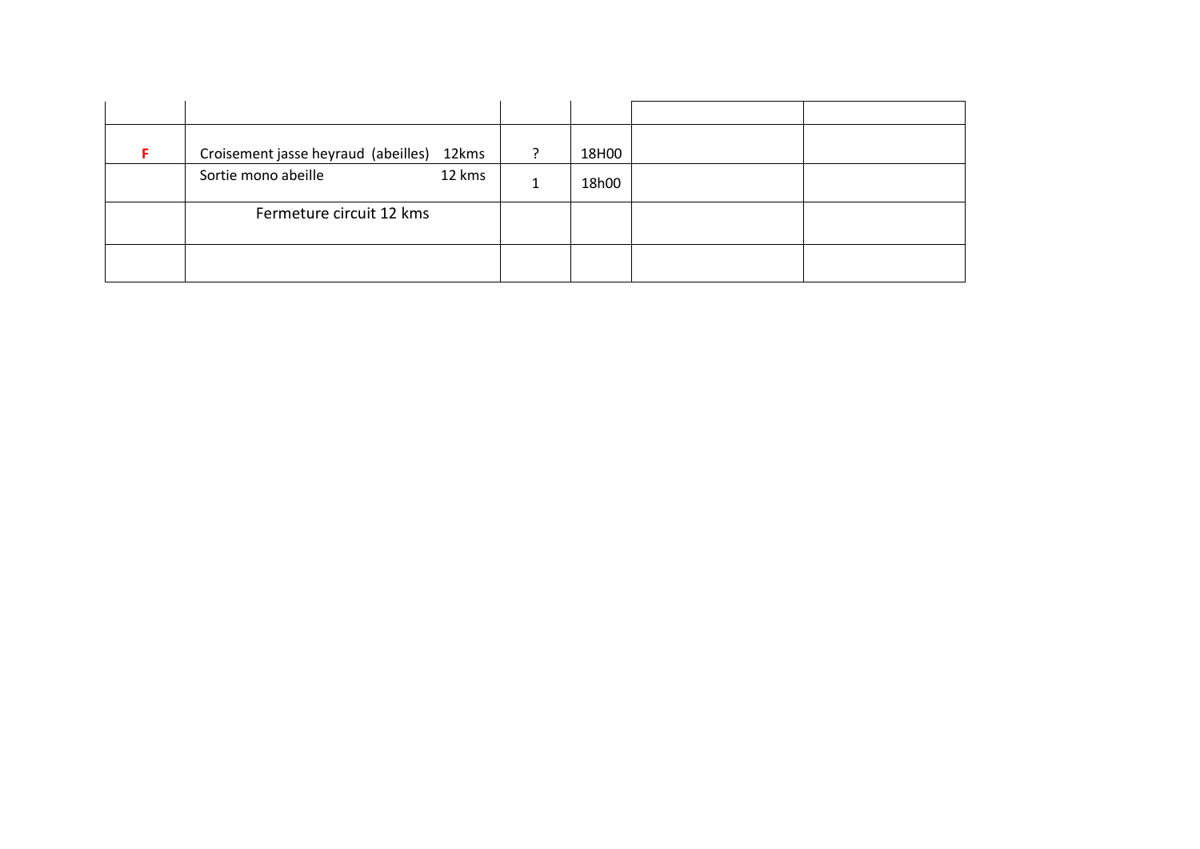| | | | | | |
|---|---|---|---|---|---|
| | | | | | |
| F | Croisement jasse heyraud (abeilles) 12kms | ? | 18H00 | | |
| | Sortie mono abeille 12 kms | 1 | 18h00 | | |
| | Fermeture circuit 12 kms | | | | |
| | | | | | |